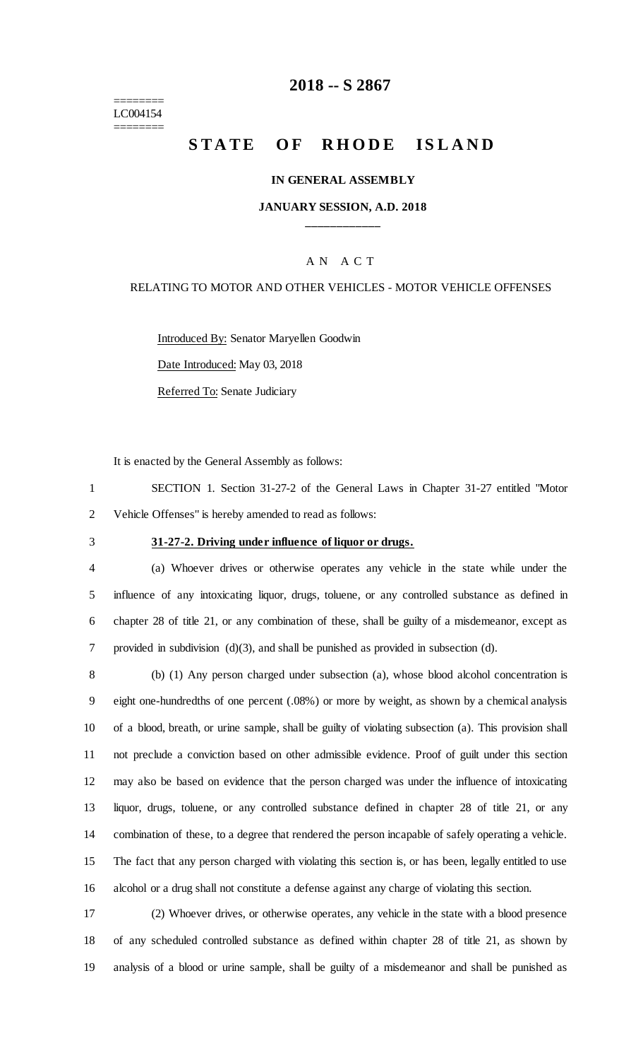# 2018 -- S 2867

========
LC004154
========

## STATE OF RHODE ISLAND

### IN GENERAL ASSEMBLY

### JANUARY SESSION, A.D. 2018

____________

A N A C T

RELATING TO MOTOR AND OTHER VEHICLES - MOTOR VEHICLE OFFENSES

Introduced By: Senator Maryellen Goodwin

Date Introduced: May 03, 2018

Referred To: Senate Judiciary

It is enacted by the General Assembly as follows:

1 SECTION 1. Section 31-27-2 of the General Laws in Chapter 31-27 entitled "Motor
2 Vehicle Offenses" is hereby amended to read as follows:

3 **31-27-2. Driving under influence of liquor or drugs.**

4 (a) Whoever drives or otherwise operates any vehicle in the state while under the
5 influence of any intoxicating liquor, drugs, toluene, or any controlled substance as defined in
6 chapter 28 of title 21, or any combination of these, shall be guilty of a misdemeanor, except as
7 provided in subdivision (d)(3), and shall be punished as provided in subsection (d).

8 (b) (1) Any person charged under subsection (a), whose blood alcohol concentration is
9 eight one-hundredths of one percent (.08%) or more by weight, as shown by a chemical analysis
10 of a blood, breath, or urine sample, shall be guilty of violating subsection (a). This provision shall
11 not preclude a conviction based on other admissible evidence. Proof of guilt under this section
12 may also be based on evidence that the person charged was under the influence of intoxicating
13 liquor, drugs, toluene, or any controlled substance defined in chapter 28 of title 21, or any
14 combination of these, to a degree that rendered the person incapable of safely operating a vehicle.
15 The fact that any person charged with violating this section is, or has been, legally entitled to use
16 alcohol or a drug shall not constitute a defense against any charge of violating this section.

17 (2) Whoever drives, or otherwise operates, any vehicle in the state with a blood presence
18 of any scheduled controlled substance as defined within chapter 28 of title 21, as shown by
19 analysis of a blood or urine sample, shall be guilty of a misdemeanor and shall be punished as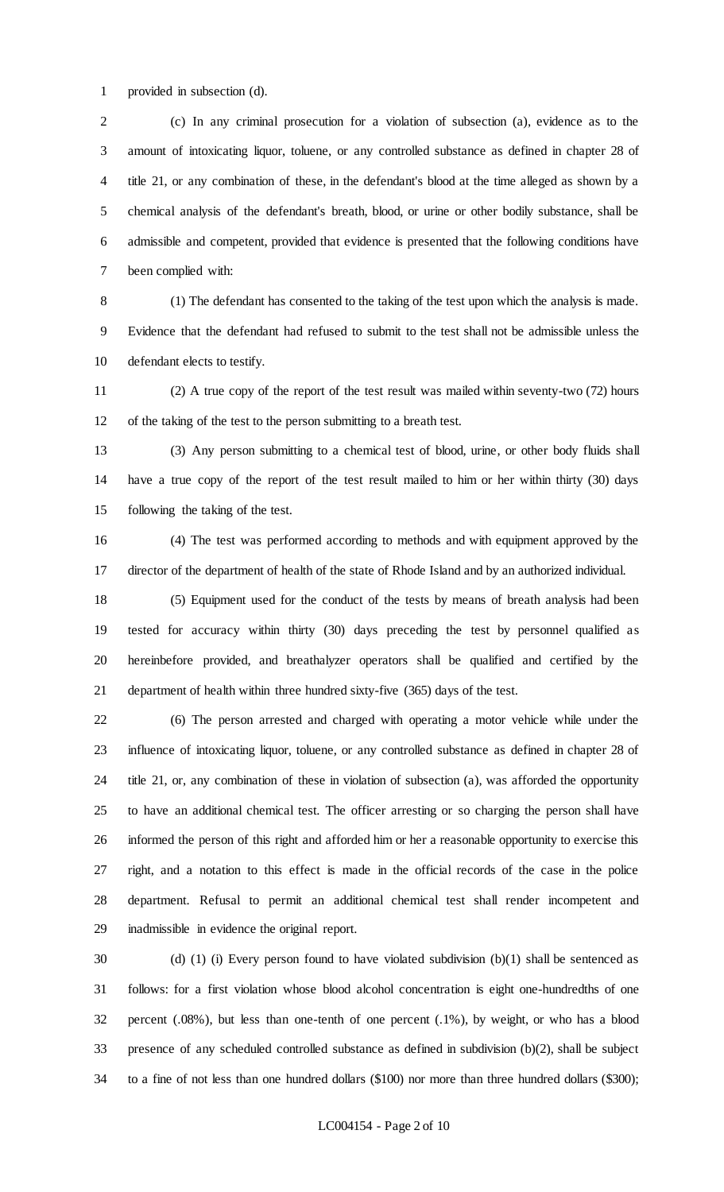provided in subsection (d).

(c) In any criminal prosecution for a violation of subsection (a), evidence as to the amount of intoxicating liquor, toluene, or any controlled substance as defined in chapter 28 of title 21, or any combination of these, in the defendant's blood at the time alleged as shown by a chemical analysis of the defendant's breath, blood, or urine or other bodily substance, shall be admissible and competent, provided that evidence is presented that the following conditions have been complied with:

(1) The defendant has consented to the taking of the test upon which the analysis is made. Evidence that the defendant had refused to submit to the test shall not be admissible unless the defendant elects to testify.

(2) A true copy of the report of the test result was mailed within seventy-two (72) hours of the taking of the test to the person submitting to a breath test.

(3) Any person submitting to a chemical test of blood, urine, or other body fluids shall have a true copy of the report of the test result mailed to him or her within thirty (30) days following the taking of the test.

(4) The test was performed according to methods and with equipment approved by the director of the department of health of the state of Rhode Island and by an authorized individual.

(5) Equipment used for the conduct of the tests by means of breath analysis had been tested for accuracy within thirty (30) days preceding the test by personnel qualified as hereinbefore provided, and breathalyzer operators shall be qualified and certified by the department of health within three hundred sixty-five (365) days of the test.

(6) The person arrested and charged with operating a motor vehicle while under the influence of intoxicating liquor, toluene, or any controlled substance as defined in chapter 28 of title 21, or, any combination of these in violation of subsection (a), was afforded the opportunity to have an additional chemical test. The officer arresting or so charging the person shall have informed the person of this right and afforded him or her a reasonable opportunity to exercise this right, and a notation to this effect is made in the official records of the case in the police department. Refusal to permit an additional chemical test shall render incompetent and inadmissible in evidence the original report.

(d) (1) (i) Every person found to have violated subdivision (b)(1) shall be sentenced as follows: for a first violation whose blood alcohol concentration is eight one-hundredths of one percent (.08%), but less than one-tenth of one percent (.1%), by weight, or who has a blood presence of any scheduled controlled substance as defined in subdivision (b)(2), shall be subject to a fine of not less than one hundred dollars ($100) nor more than three hundred dollars ($300);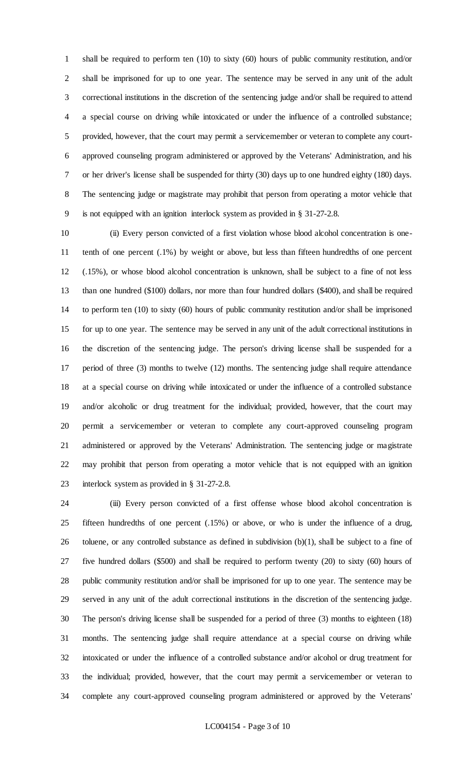shall be required to perform ten (10) to sixty (60) hours of public community restitution, and/or shall be imprisoned for up to one year. The sentence may be served in any unit of the adult correctional institutions in the discretion of the sentencing judge and/or shall be required to attend a special course on driving while intoxicated or under the influence of a controlled substance; provided, however, that the court may permit a servicemember or veteran to complete any court-approved counseling program administered or approved by the Veterans' Administration, and his or her driver's license shall be suspended for thirty (30) days up to one hundred eighty (180) days. The sentencing judge or magistrate may prohibit that person from operating a motor vehicle that is not equipped with an ignition interlock system as provided in § 31-27-2.8.

(ii) Every person convicted of a first violation whose blood alcohol concentration is one-tenth of one percent (.1%) by weight or above, but less than fifteen hundredths of one percent (.15%), or whose blood alcohol concentration is unknown, shall be subject to a fine of not less than one hundred ($100) dollars, nor more than four hundred dollars ($400), and shall be required to perform ten (10) to sixty (60) hours of public community restitution and/or shall be imprisoned for up to one year. The sentence may be served in any unit of the adult correctional institutions in the discretion of the sentencing judge. The person's driving license shall be suspended for a period of three (3) months to twelve (12) months. The sentencing judge shall require attendance at a special course on driving while intoxicated or under the influence of a controlled substance and/or alcoholic or drug treatment for the individual; provided, however, that the court may permit a servicemember or veteran to complete any court-approved counseling program administered or approved by the Veterans' Administration. The sentencing judge or magistrate may prohibit that person from operating a motor vehicle that is not equipped with an ignition interlock system as provided in § 31-27-2.8.

(iii) Every person convicted of a first offense whose blood alcohol concentration is fifteen hundredths of one percent (.15%) or above, or who is under the influence of a drug, toluene, or any controlled substance as defined in subdivision (b)(1), shall be subject to a fine of five hundred dollars ($500) and shall be required to perform twenty (20) to sixty (60) hours of public community restitution and/or shall be imprisoned for up to one year. The sentence may be served in any unit of the adult correctional institutions in the discretion of the sentencing judge. The person's driving license shall be suspended for a period of three (3) months to eighteen (18) months. The sentencing judge shall require attendance at a special course on driving while intoxicated or under the influence of a controlled substance and/or alcohol or drug treatment for the individual; provided, however, that the court may permit a servicemember or veteran to complete any court-approved counseling program administered or approved by the Veterans'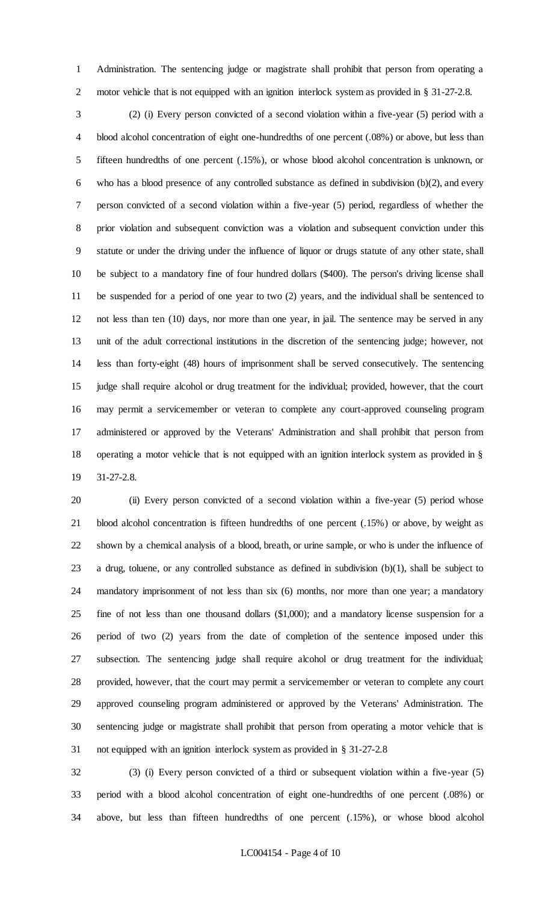Administration. The sentencing judge or magistrate shall prohibit that person from operating a motor vehicle that is not equipped with an ignition interlock system as provided in § 31-27-2.8.

(2) (i) Every person convicted of a second violation within a five-year (5) period with a blood alcohol concentration of eight one-hundredths of one percent (.08%) or above, but less than fifteen hundredths of one percent (.15%), or whose blood alcohol concentration is unknown, or who has a blood presence of any controlled substance as defined in subdivision (b)(2), and every person convicted of a second violation within a five-year (5) period, regardless of whether the prior violation and subsequent conviction was a violation and subsequent conviction under this statute or under the driving under the influence of liquor or drugs statute of any other state, shall be subject to a mandatory fine of four hundred dollars ($400). The person's driving license shall be suspended for a period of one year to two (2) years, and the individual shall be sentenced to not less than ten (10) days, nor more than one year, in jail. The sentence may be served in any unit of the adult correctional institutions in the discretion of the sentencing judge; however, not less than forty-eight (48) hours of imprisonment shall be served consecutively. The sentencing judge shall require alcohol or drug treatment for the individual; provided, however, that the court may permit a servicemember or veteran to complete any court-approved counseling program administered or approved by the Veterans' Administration and shall prohibit that person from operating a motor vehicle that is not equipped with an ignition interlock system as provided in § 31-27-2.8.

(ii) Every person convicted of a second violation within a five-year (5) period whose blood alcohol concentration is fifteen hundredths of one percent (.15%) or above, by weight as shown by a chemical analysis of a blood, breath, or urine sample, or who is under the influence of a drug, toluene, or any controlled substance as defined in subdivision (b)(1), shall be subject to mandatory imprisonment of not less than six (6) months, nor more than one year; a mandatory fine of not less than one thousand dollars ($1,000); and a mandatory license suspension for a period of two (2) years from the date of completion of the sentence imposed under this subsection. The sentencing judge shall require alcohol or drug treatment for the individual; provided, however, that the court may permit a servicemember or veteran to complete any court approved counseling program administered or approved by the Veterans' Administration. The sentencing judge or magistrate shall prohibit that person from operating a motor vehicle that is not equipped with an ignition interlock system as provided in § 31-27-2.8

(3) (i) Every person convicted of a third or subsequent violation within a five-year (5) period with a blood alcohol concentration of eight one-hundredths of one percent (.08%) or above, but less than fifteen hundredths of one percent (.15%), or whose blood alcohol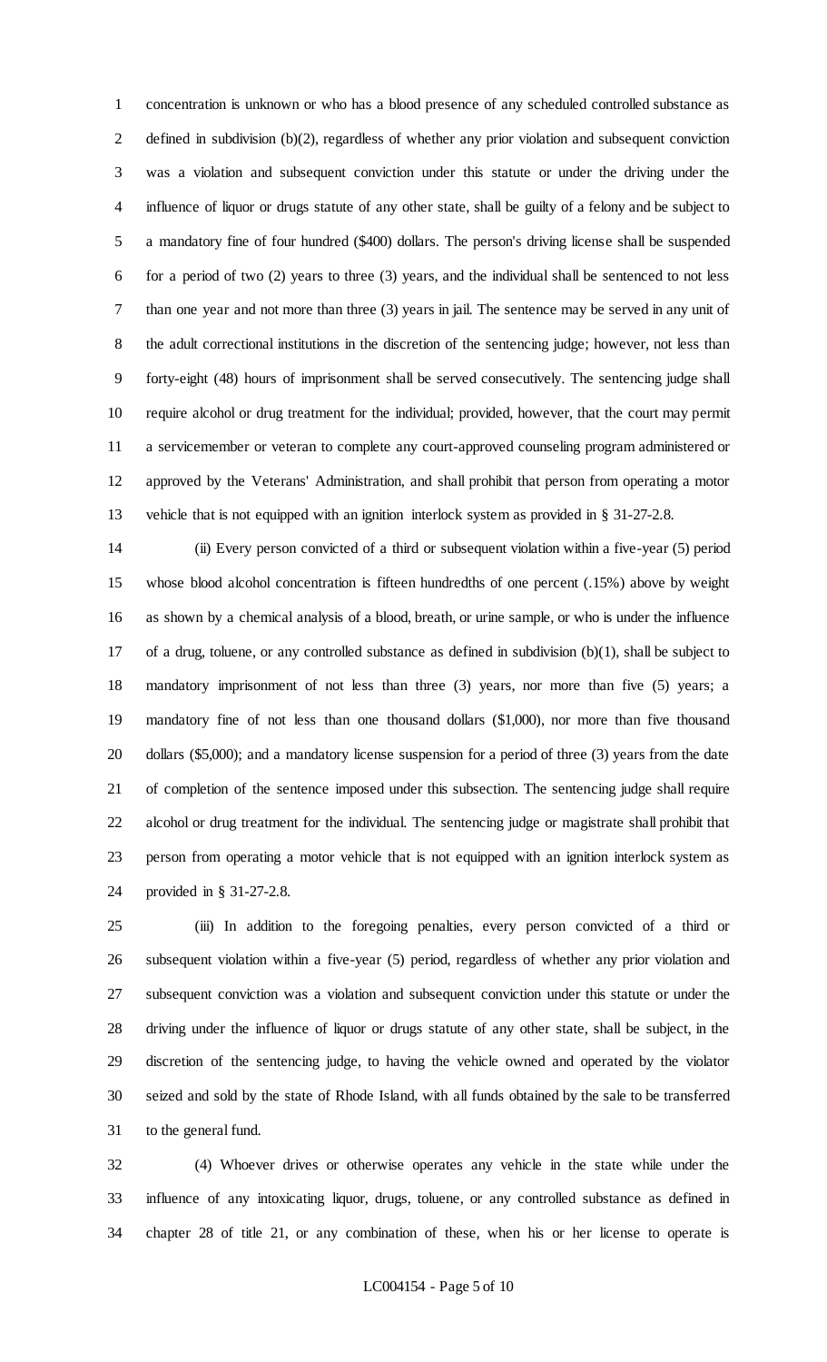concentration is unknown or who has a blood presence of any scheduled controlled substance as defined in subdivision (b)(2), regardless of whether any prior violation and subsequent conviction was a violation and subsequent conviction under this statute or under the driving under the influence of liquor or drugs statute of any other state, shall be guilty of a felony and be subject to a mandatory fine of four hundred ($400) dollars. The person's driving license shall be suspended for a period of two (2) years to three (3) years, and the individual shall be sentenced to not less than one year and not more than three (3) years in jail. The sentence may be served in any unit of the adult correctional institutions in the discretion of the sentencing judge; however, not less than forty-eight (48) hours of imprisonment shall be served consecutively. The sentencing judge shall require alcohol or drug treatment for the individual; provided, however, that the court may permit a servicemember or veteran to complete any court-approved counseling program administered or approved by the Veterans' Administration, and shall prohibit that person from operating a motor vehicle that is not equipped with an ignition interlock system as provided in § 31-27-2.8.

(ii) Every person convicted of a third or subsequent violation within a five-year (5) period whose blood alcohol concentration is fifteen hundredths of one percent (.15%) above by weight as shown by a chemical analysis of a blood, breath, or urine sample, or who is under the influence of a drug, toluene, or any controlled substance as defined in subdivision (b)(1), shall be subject to mandatory imprisonment of not less than three (3) years, nor more than five (5) years; a mandatory fine of not less than one thousand dollars ($1,000), nor more than five thousand dollars ($5,000); and a mandatory license suspension for a period of three (3) years from the date of completion of the sentence imposed under this subsection. The sentencing judge shall require alcohol or drug treatment for the individual. The sentencing judge or magistrate shall prohibit that person from operating a motor vehicle that is not equipped with an ignition interlock system as provided in § 31-27-2.8.

(iii) In addition to the foregoing penalties, every person convicted of a third or subsequent violation within a five-year (5) period, regardless of whether any prior violation and subsequent conviction was a violation and subsequent conviction under this statute or under the driving under the influence of liquor or drugs statute of any other state, shall be subject, in the discretion of the sentencing judge, to having the vehicle owned and operated by the violator seized and sold by the state of Rhode Island, with all funds obtained by the sale to be transferred to the general fund.

(4) Whoever drives or otherwise operates any vehicle in the state while under the influence of any intoxicating liquor, drugs, toluene, or any controlled substance as defined in chapter 28 of title 21, or any combination of these, when his or her license to operate is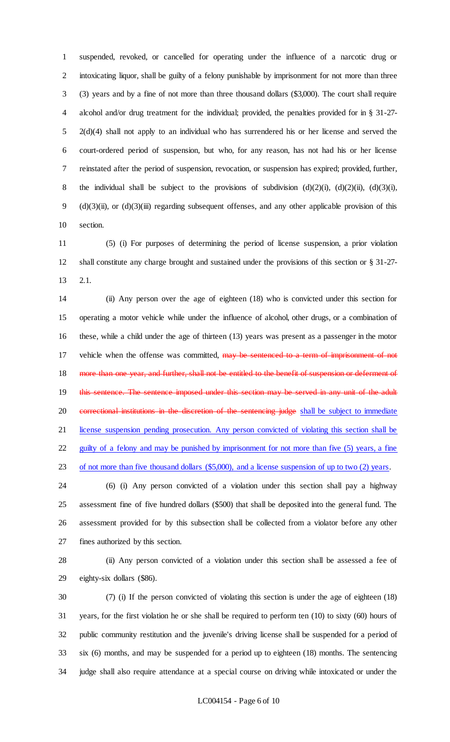suspended, revoked, or cancelled for operating under the influence of a narcotic drug or intoxicating liquor, shall be guilty of a felony punishable by imprisonment for not more than three (3) years and by a fine of not more than three thousand dollars ($3,000). The court shall require alcohol and/or drug treatment for the individual; provided, the penalties provided for in § 31-27-2(d)(4) shall not apply to an individual who has surrendered his or her license and served the court-ordered period of suspension, but who, for any reason, has not had his or her license reinstated after the period of suspension, revocation, or suspension has expired; provided, further, the individual shall be subject to the provisions of subdivision (d)(2)(i), (d)(2)(ii), (d)(3)(i), (d)(3)(ii), or (d)(3)(iii) regarding subsequent offenses, and any other applicable provision of this section.

(5) (i) For purposes of determining the period of license suspension, a prior violation shall constitute any charge brought and sustained under the provisions of this section or § 31-27-2.1.

(ii) Any person over the age of eighteen (18) who is convicted under this section for operating a motor vehicle while under the influence of alcohol, other drugs, or a combination of these, while a child under the age of thirteen (13) years was present as a passenger in the motor vehicle when the offense was committed, ~~may be sentenced to a term of imprisonment of not more than one year, and further, shall not be entitled to the benefit of suspension or deferment of this sentence. The sentence imposed under this section may be served in any unit of the adult correctional institutions in the discretion of the sentencing judge~~ <u>shall be subject to immediate license suspension pending prosecution. Any person convicted of violating this section shall be guilty of a felony and may be punished by imprisonment for not more than five (5) years, a fine of not more than five thousand dollars ($5,000), and a license suspension of up to two (2) years</u>.

(6) (i) Any person convicted of a violation under this section shall pay a highway assessment fine of five hundred dollars ($500) that shall be deposited into the general fund. The assessment provided for by this subsection shall be collected from a violator before any other fines authorized by this section.

(ii) Any person convicted of a violation under this section shall be assessed a fee of eighty-six dollars ($86).

(7) (i) If the person convicted of violating this section is under the age of eighteen (18) years, for the first violation he or she shall be required to perform ten (10) to sixty (60) hours of public community restitution and the juvenile's driving license shall be suspended for a period of six (6) months, and may be suspended for a period up to eighteen (18) months. The sentencing judge shall also require attendance at a special course on driving while intoxicated or under the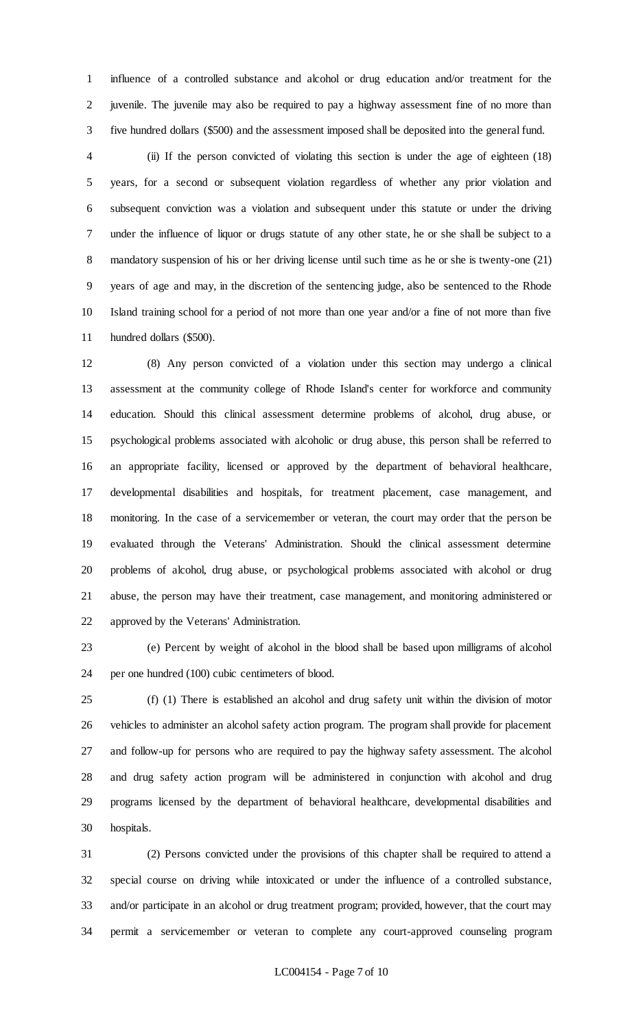influence of a controlled substance and alcohol or drug education and/or treatment for the juvenile. The juvenile may also be required to pay a highway assessment fine of no more than five hundred dollars ($500) and the assessment imposed shall be deposited into the general fund.

(ii) If the person convicted of violating this section is under the age of eighteen (18) years, for a second or subsequent violation regardless of whether any prior violation and subsequent conviction was a violation and subsequent under this statute or under the driving under the influence of liquor or drugs statute of any other state, he or she shall be subject to a mandatory suspension of his or her driving license until such time as he or she is twenty-one (21) years of age and may, in the discretion of the sentencing judge, also be sentenced to the Rhode Island training school for a period of not more than one year and/or a fine of not more than five hundred dollars ($500).

(8) Any person convicted of a violation under this section may undergo a clinical assessment at the community college of Rhode Island's center for workforce and community education. Should this clinical assessment determine problems of alcohol, drug abuse, or psychological problems associated with alcoholic or drug abuse, this person shall be referred to an appropriate facility, licensed or approved by the department of behavioral healthcare, developmental disabilities and hospitals, for treatment placement, case management, and monitoring. In the case of a servicemember or veteran, the court may order that the person be evaluated through the Veterans' Administration. Should the clinical assessment determine problems of alcohol, drug abuse, or psychological problems associated with alcohol or drug abuse, the person may have their treatment, case management, and monitoring administered or approved by the Veterans' Administration.

(e) Percent by weight of alcohol in the blood shall be based upon milligrams of alcohol per one hundred (100) cubic centimeters of blood.

(f) (1) There is established an alcohol and drug safety unit within the division of motor vehicles to administer an alcohol safety action program. The program shall provide for placement and follow-up for persons who are required to pay the highway safety assessment. The alcohol and drug safety action program will be administered in conjunction with alcohol and drug programs licensed by the department of behavioral healthcare, developmental disabilities and hospitals.

(2) Persons convicted under the provisions of this chapter shall be required to attend a special course on driving while intoxicated or under the influence of a controlled substance, and/or participate in an alcohol or drug treatment program; provided, however, that the court may permit a servicemember or veteran to complete any court-approved counseling program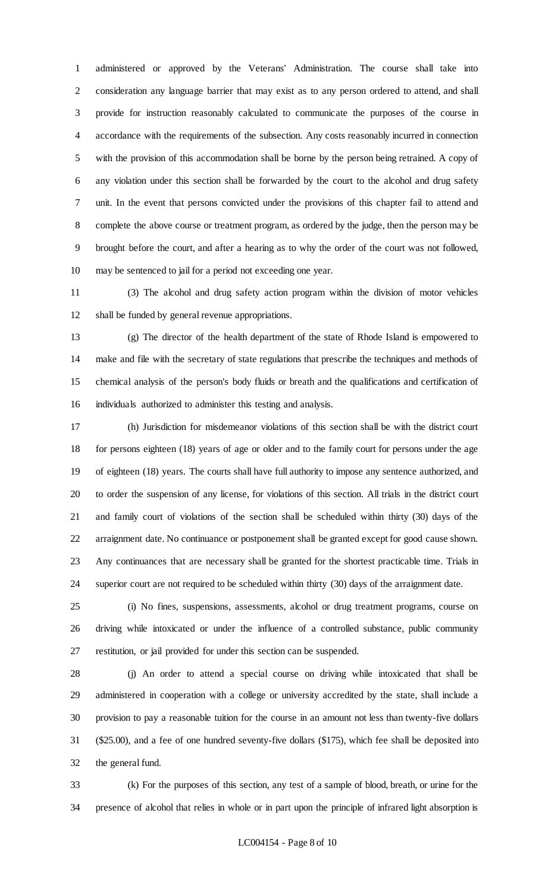administered or approved by the Veterans' Administration. The course shall take into consideration any language barrier that may exist as to any person ordered to attend, and shall provide for instruction reasonably calculated to communicate the purposes of the course in accordance with the requirements of the subsection. Any costs reasonably incurred in connection with the provision of this accommodation shall be borne by the person being retrained. A copy of any violation under this section shall be forwarded by the court to the alcohol and drug safety unit. In the event that persons convicted under the provisions of this chapter fail to attend and complete the above course or treatment program, as ordered by the judge, then the person may be brought before the court, and after a hearing as to why the order of the court was not followed, may be sentenced to jail for a period not exceeding one year.

(3) The alcohol and drug safety action program within the division of motor vehicles shall be funded by general revenue appropriations.

(g) The director of the health department of the state of Rhode Island is empowered to make and file with the secretary of state regulations that prescribe the techniques and methods of chemical analysis of the person's body fluids or breath and the qualifications and certification of individuals authorized to administer this testing and analysis.

(h) Jurisdiction for misdemeanor violations of this section shall be with the district court for persons eighteen (18) years of age or older and to the family court for persons under the age of eighteen (18) years. The courts shall have full authority to impose any sentence authorized, and to order the suspension of any license, for violations of this section. All trials in the district court and family court of violations of the section shall be scheduled within thirty (30) days of the arraignment date. No continuance or postponement shall be granted except for good cause shown. Any continuances that are necessary shall be granted for the shortest practicable time. Trials in superior court are not required to be scheduled within thirty (30) days of the arraignment date.

(i) No fines, suspensions, assessments, alcohol or drug treatment programs, course on driving while intoxicated or under the influence of a controlled substance, public community restitution, or jail provided for under this section can be suspended.

(j) An order to attend a special course on driving while intoxicated that shall be administered in cooperation with a college or university accredited by the state, shall include a provision to pay a reasonable tuition for the course in an amount not less than twenty-five dollars ($25.00), and a fee of one hundred seventy-five dollars ($175), which fee shall be deposited into the general fund.

(k) For the purposes of this section, any test of a sample of blood, breath, or urine for the presence of alcohol that relies in whole or in part upon the principle of infrared light absorption is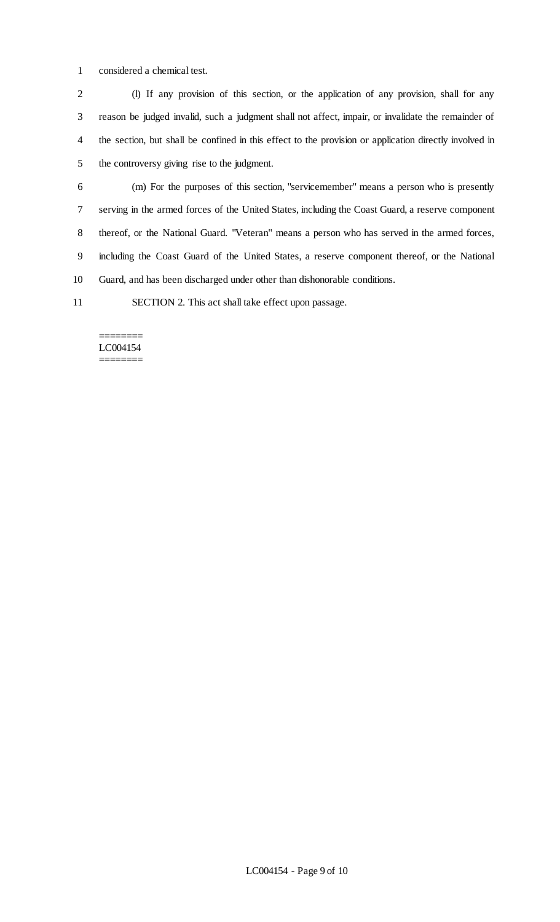considered a chemical test.

(l) If any provision of this section, or the application of any provision, shall for any reason be judged invalid, such a judgment shall not affect, impair, or invalidate the remainder of the section, but shall be confined in this effect to the provision or application directly involved in the controversy giving rise to the judgment.

(m) For the purposes of this section, "servicemember" means a person who is presently serving in the armed forces of the United States, including the Coast Guard, a reserve component thereof, or the National Guard. "Veteran" means a person who has served in the armed forces, including the Coast Guard of the United States, a reserve component thereof, or the National Guard, and has been discharged under other than dishonorable conditions.

SECTION 2. This act shall take effect upon passage.

========
LC004154
========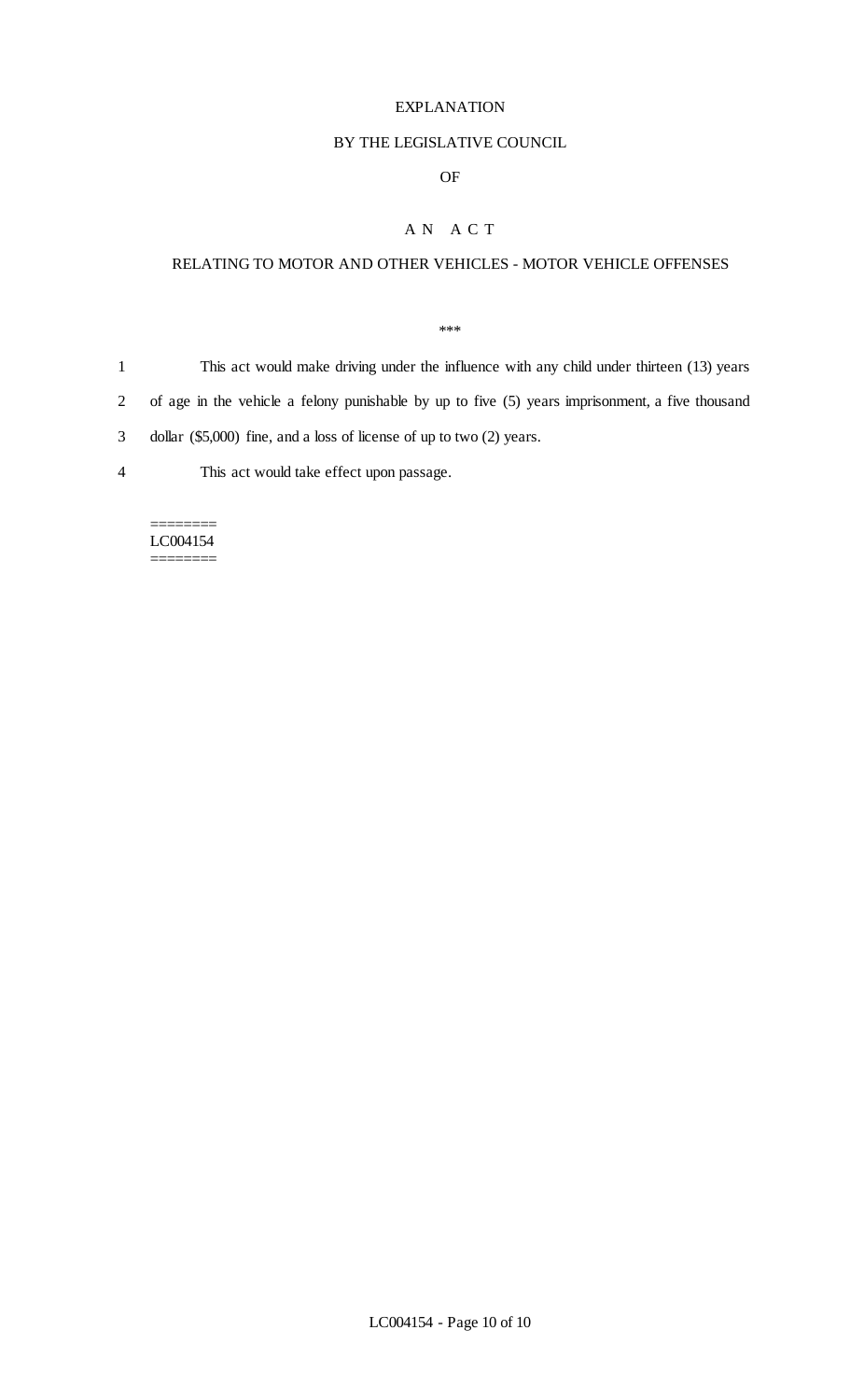EXPLANATION

BY THE LEGISLATIVE COUNCIL

OF

# A N A C T

RELATING TO MOTOR AND OTHER VEHICLES - MOTOR VEHICLE OFFENSES

\*\*\*

1 This act would make driving under the influence with any child under thirteen (13) years
2 of age in the vehicle a felony punishable by up to five (5) years imprisonment, a five thousand
3 dollar ($5,000) fine, and a loss of license of up to two (2) years.
4 This act would take effect upon passage.

========
LC004154
========